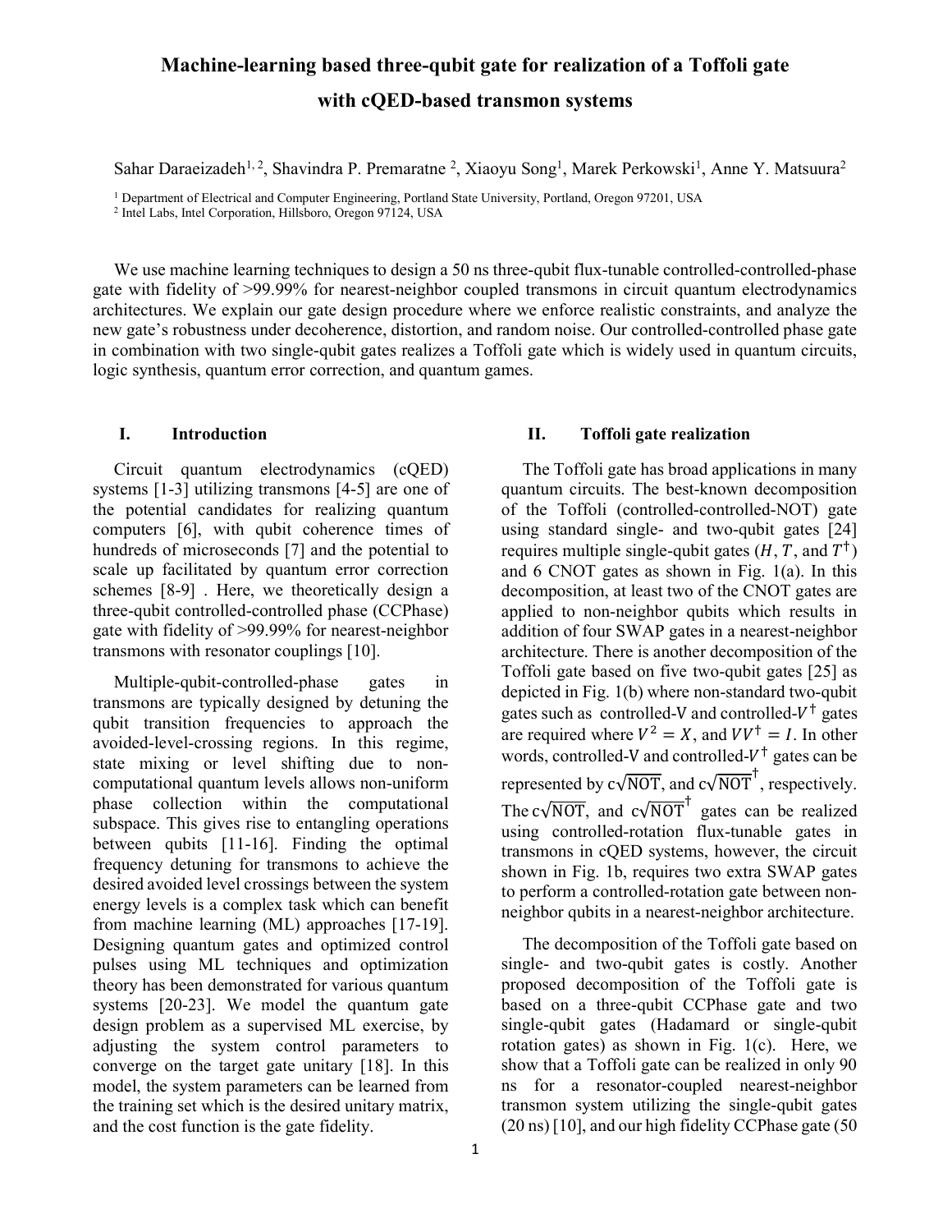# Machine-learning based three-qubit gate for realization of a Toffoli gate with cQED-based transmon systems

Sahar Daraeizadeh[1, 2], Shavindra P. Premaratne [2], Xiaoyu Song[1], Marek Perkowski[1], Anne Y. Matsuura[2]

[1] Department of Electrical and Computer Engineering, Portland State University, Portland, Oregon 97201, USA
[2] Intel Labs, Intel Corporation, Hillsboro, Oregon 97124, USA

We use machine learning techniques to design a 50 ns three-qubit flux-tunable controlled-controlled-phase gate with fidelity of >99.99% for nearest-neighbor coupled transmons in circuit quantum electrodynamics architectures. We explain our gate design procedure where we enforce realistic constraints, and analyze the new gate's robustness under decoherence, distortion, and random noise. Our controlled-controlled phase gate in combination with two single-qubit gates realizes a Toffoli gate which is widely used in quantum circuits, logic synthesis, quantum error correction, and quantum games.

## I. Introduction

Circuit quantum electrodynamics (cQED) systems [1-3] utilizing transmons [4-5] are one of the potential candidates for realizing quantum computers [6], with qubit coherence times of hundreds of microseconds [7] and the potential to scale up facilitated by quantum error correction schemes [8-9] . Here, we theoretically design a three-qubit controlled-controlled phase (CCPhase) gate with fidelity of >99.99% for nearest-neighbor transmons with resonator couplings [10].

Multiple-qubit-controlled-phase gates in transmons are typically designed by detuning the qubit transition frequencies to approach the avoided-level-crossing regions. In this regime, state mixing or level shifting due to non-computational quantum levels allows non-uniform phase collection within the computational subspace. This gives rise to entangling operations between qubits [11-16]. Finding the optimal frequency detuning for transmons to achieve the desired avoided level crossings between the system energy levels is a complex task which can benefit from machine learning (ML) approaches [17-19]. Designing quantum gates and optimized control pulses using ML techniques and optimization theory has been demonstrated for various quantum systems [20-23]. We model the quantum gate design problem as a supervised ML exercise, by adjusting the system control parameters to converge on the target gate unitary [18]. In this model, the system parameters can be learned from the training set which is the desired unitary matrix, and the cost function is the gate fidelity.

## II. Toffoli gate realization

The Toffoli gate has broad applications in many quantum circuits. The best-known decomposition of the Toffoli (controlled-controlled-NOT) gate using standard single- and two-qubit gates [24] requires multiple single-qubit gates ($H$, $T$, and $T^{\dagger}$) and 6 CNOT gates as shown in Fig. 1(a). In this decomposition, at least two of the CNOT gates are applied to non-neighbor qubits which results in addition of four SWAP gates in a nearest-neighbor architecture. There is another decomposition of the Toffoli gate based on five two-qubit gates [25] as depicted in Fig. 1(b) where non-standard two-qubit gates such as controlled-V and controlled-$V^{\dagger}$ gates are required where $V^2 = X$, and $VV^{\dagger} = I$. In other words, controlled-V and controlled-$V^{\dagger}$ gates can be represented by c$\sqrt{\text{NOT}}$, and c$\sqrt{\text{NOT}}^{\dagger}$, respectively. The c$\sqrt{\text{NOT}}$, and c$\sqrt{\text{NOT}}^{\dagger}$ gates can be realized using controlled-rotation flux-tunable gates in transmons in cQED systems, however, the circuit shown in Fig. 1b, requires two extra SWAP gates to perform a controlled-rotation gate between non-neighbor qubits in a nearest-neighbor architecture.

The decomposition of the Toffoli gate based on single- and two-qubit gates is costly. Another proposed decomposition of the Toffoli gate is based on a three-qubit CCPhase gate and two single-qubit gates (Hadamard or single-qubit rotation gates) as shown in Fig. 1(c). Here, we show that a Toffoli gate can be realized in only 90 ns for a resonator-coupled nearest-neighbor transmon system utilizing the single-qubit gates (20 ns) [10], and our high fidelity CCPhase gate (50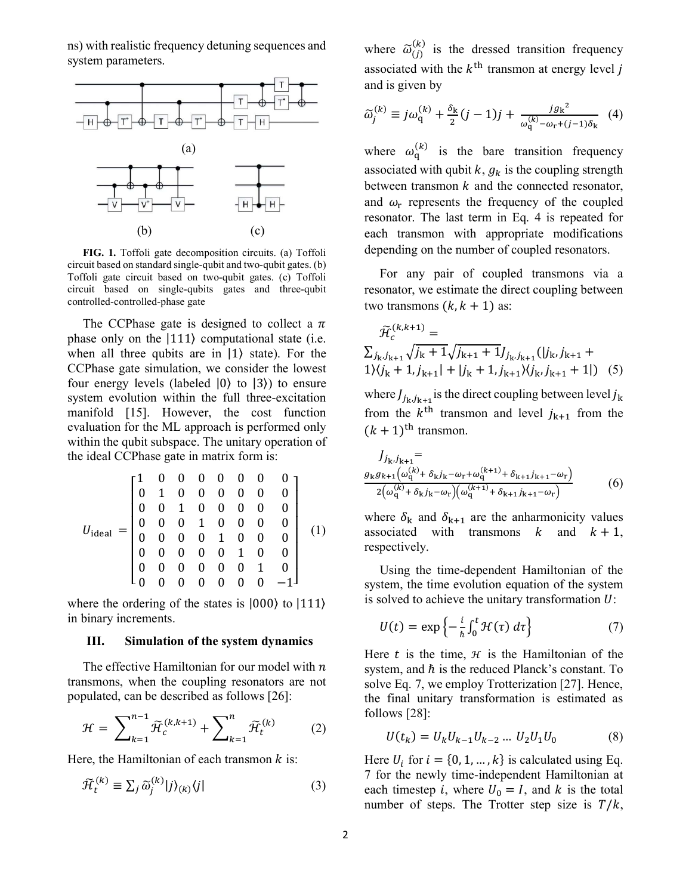ns) with realistic frequency detuning sequences and system parameters.

(a)

(b) (c)

**FIG. 1.** Toffoli gate decomposition circuits. (a) Toffoli circuit based on standard single-qubit and two-qubit gates. (b) Toffoli gate circuit based on two-qubit gates. (c) Toffoli circuit based on single-qubits gates and three-qubit controlled-controlled-phase gate

The CCPhase gate is designed to collect a $\pi$ phase only on the $|111\rangle$ computational state (i.e. when all three qubits are in $|1\rangle$ state). For the CCPhase gate simulation, we consider the lowest four energy levels (labeled $|0\rangle$ to $|3\rangle$) to ensure system evolution within the full three-excitation manifold [15]. However, the cost function evaluation for the ML approach is performed only within the qubit subspace. The unitary operation of the ideal CCPhase gate in matrix form is:

$$U_{\text{ideal}} = \begin{bmatrix} 1 & 0 & 0 & 0 & 0 & 0 & 0 & 0 \\ 0 & 1 & 0 & 0 & 0 & 0 & 0 & 0 \\ 0 & 0 & 1 & 0 & 0 & 0 & 0 & 0 \\ 0 & 0 & 0 & 1 & 0 & 0 & 0 & 0 \\ 0 & 0 & 0 & 0 & 1 & 0 & 0 & 0 \\ 0 & 0 & 0 & 0 & 0 & 1 & 0 & 0 \\ 0 & 0 & 0 & 0 & 0 & 0 & 1 & 0 \\ 0 & 0 & 0 & 0 & 0 & 0 & 0 & -1 \end{bmatrix} \quad (1)$$

where the ordering of the states is $|000\rangle$ to $|111\rangle$ in binary increments.

### III. Simulation of the system dynamics

The effective Hamiltonian for our model with $n$ transmons, when the coupling resonators are not populated, can be described as follows [26]:

$$\mathcal{H} = \sum_{k=1}^{n-1} \widetilde{\mathcal{H}}_c^{(k,k+1)} + \sum_{k=1}^{n} \widetilde{\mathcal{H}}_t^{(k)} \quad (2)$$

Here, the Hamiltonian of each transmon $k$ is:

$$\widetilde{\mathcal{H}}_t^{(k)} \equiv \sum_j \widetilde{\omega}_j^{(k)} |j\rangle_{(k)}\langle j| \quad (3)$$

where $\widetilde{\omega}_{(j)}^{(k)}$ is the dressed transition frequency associated with the $k^{\text{th}}$ transmon at energy level $j$ and is given by

$$\widetilde{\omega}_j^{(k)} \equiv j\omega_{\mathrm{q}}^{(k)} + \frac{\delta_{\mathrm{k}}}{2}(j-1)j + \frac{j g_{\mathrm{k}}^{2}}{\omega_{\mathrm{q}}^{(k)} - \omega_{\mathrm{r}} + (j-1)\delta_{\mathrm{k}}} \quad (4)$$

where $\omega_{\mathrm{q}}^{(k)}$ is the bare transition frequency associated with qubit $k$, $g_k$ is the coupling strength between transmon $k$ and the connected resonator, and $\omega_{\mathrm{r}}$ represents the frequency of the coupled resonator. The last term in Eq. 4 is repeated for each transmon with appropriate modifications depending on the number of coupled resonators.

For any pair of coupled transmons via a resonator, we estimate the direct coupling between two transmons $(k, k+1)$ as:

$$\widetilde{\mathcal{H}}_c^{(k,k+1)} = \sum_{j_{\mathrm{k}}, j_{\mathrm{k+1}}} \sqrt{j_{\mathrm{k}}+1}\sqrt{j_{\mathrm{k+1}}+1} J_{j_{\mathrm{k}}, j_{\mathrm{k+1}}} \left(|j_{\mathrm{k}}, j_{\mathrm{k+1}}+1\rangle\langle j_{\mathrm{k}}+1, j_{\mathrm{k+1}}| + |j_{\mathrm{k}}+1, j_{\mathrm{k+1}}\rangle\langle j_{\mathrm{k}}, j_{\mathrm{k+1}}+1|\right) \quad (5)$$

where $J_{j_{\mathrm{k}}, j_{\mathrm{k+1}}}$ is the direct coupling between level $j_{\mathrm{k}}$ from the $k^{\text{th}}$ transmon and level $j_{\mathrm{k+1}}$ from the $(k+1)^{\text{th}}$ transmon.

$$J_{j_{\mathrm{k}}, j_{\mathrm{k+1}}} = \frac{g_{\mathrm{k}} g_{k+1}\left(\omega_{\mathrm{q}}^{(k)} + \delta_{\mathrm{k}} j_{\mathrm{k}} - \omega_{\mathrm{r}} + \omega_{\mathrm{q}}^{(k+1)} + \delta_{\mathrm{k+1}} j_{\mathrm{k+1}} - \omega_{\mathrm{r}}\right)}{2\left(\omega_{\mathrm{q}}^{(k)} + \delta_{\mathrm{k}} j_{\mathrm{k}} - \omega_{\mathrm{r}}\right)\left(\omega_{\mathrm{q}}^{(k+1)} + \delta_{\mathrm{k+1}} j_{\mathrm{k+1}} - \omega_{\mathrm{r}}\right)} \quad (6)$$

where $\delta_{\mathrm{k}}$ and $\delta_{\mathrm{k+1}}$ are the anharmonicity values associated with transmons $k$ and $k+1$, respectively.

Using the time-dependent Hamiltonian of the system, the time evolution equation of the system is solved to achieve the unitary transformation $U$:

$$U(t) = \exp\left\{-\frac{i}{\hbar}\int_0^t \mathcal{H}(\tau)\, d\tau\right\} \quad (7)$$

Here $t$ is the time, $\mathcal{H}$ is the Hamiltonian of the system, and $\hbar$ is the reduced Planck's constant. To solve Eq. 7, we employ Trotterization [27]. Hence, the final unitary transformation is estimated as follows [28]:

$$U(t_k) = U_k U_{k-1} U_{k-2} \ldots U_2 U_1 U_0 \quad (8)$$

Here $U_i$ for $i = \{0, 1, \ldots, k\}$ is calculated using Eq. 7 for the newly time-independent Hamiltonian at each timestep $i$, where $U_0 = I$, and $k$ is the total number of steps. The Trotter step size is $T/k$,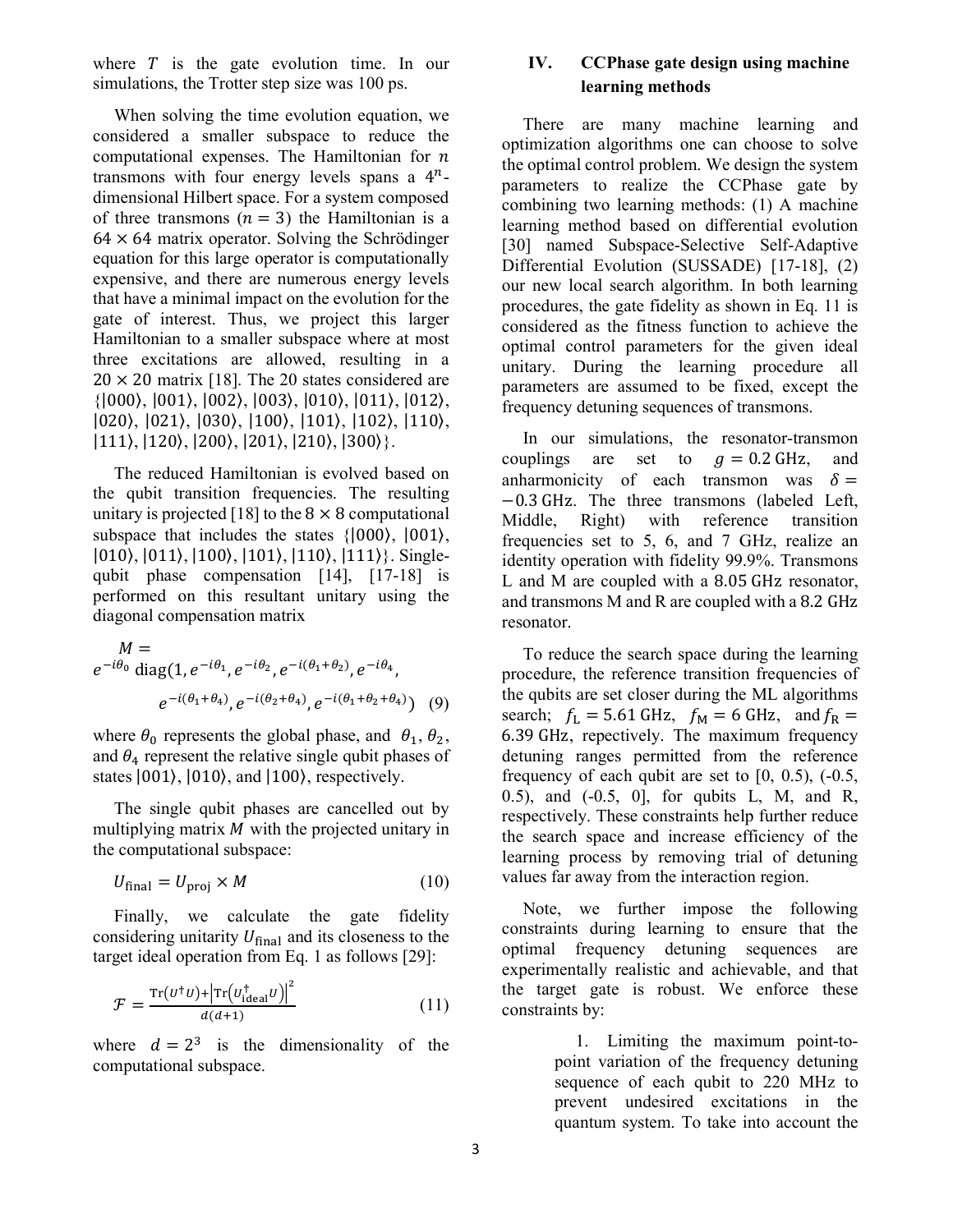where $T$ is the gate evolution time. In our simulations, the Trotter step size was 100 ps.

When solving the time evolution equation, we considered a smaller subspace to reduce the computational expenses. The Hamiltonian for $n$ transmons with four energy levels spans a $4^n$-dimensional Hilbert space. For a system composed of three transmons ($n = 3$) the Hamiltonian is a $64 \times 64$ matrix operator. Solving the Schrödinger equation for this large operator is computationally expensive, and there are numerous energy levels that have a minimal impact on the evolution for the gate of interest. Thus, we project this larger Hamiltonian to a smaller subspace where at most three excitations are allowed, resulting in a $20 \times 20$ matrix [18]. The 20 states considered are $\{|000\rangle, |001\rangle, |002\rangle, |003\rangle, |010\rangle, |011\rangle, |012\rangle, |020\rangle, |021\rangle, |030\rangle, |100\rangle, |101\rangle, |102\rangle, |110\rangle, |111\rangle, |120\rangle, |200\rangle, |201\rangle, |210\rangle, |300\rangle\}$.

The reduced Hamiltonian is evolved based on the qubit transition frequencies. The resulting unitary is projected [18] to the $8 \times 8$ computational subspace that includes the states $\{|000\rangle, |001\rangle, |010\rangle, |011\rangle, |100\rangle, |101\rangle, |110\rangle, |111\rangle\}$. Single-qubit phase compensation [14], [17-18] is performed on this resultant unitary using the diagonal compensation matrix

$$M = e^{-i\theta_0}\,\mathrm{diag}(1, e^{-i\theta_1}, e^{-i\theta_2}, e^{-i(\theta_1+\theta_2)}, e^{-i\theta_4}, e^{-i(\theta_1+\theta_4)}, e^{-i(\theta_2+\theta_4)}, e^{-i(\theta_1+\theta_2+\theta_4)}) \quad (9)$$

where $\theta_0$ represents the global phase, and $\theta_1$, $\theta_2$, and $\theta_4$ represent the relative single qubit phases of states $|001\rangle$, $|010\rangle$, and $|100\rangle$, respectively.

The single qubit phases are cancelled out by multiplying matrix $M$ with the projected unitary in the computational subspace:

$$U_{\mathrm{final}} = U_{\mathrm{proj}} \times M \quad (10)$$

Finally, we calculate the gate fidelity considering unitarity $U_{\mathrm{final}}$ and its closeness to the target ideal operation from Eq. 1 as follows [29]:

$$\mathcal{F} = \frac{\mathrm{Tr}(U^{\dagger}U) + \left|\mathrm{Tr}\left(U_{\mathrm{ideal}}^{\dagger}U\right)\right|^2}{d(d+1)} \quad (11)$$

where $d = 2^3$ is the dimensionality of the computational subspace.

## IV. CCPhase gate design using machine learning methods

There are many machine learning and optimization algorithms one can choose to solve the optimal control problem. We design the system parameters to realize the CCPhase gate by combining two learning methods: (1) A machine learning method based on differential evolution [30] named Subspace-Selective Self-Adaptive Differential Evolution (SUSSADE) [17-18], (2) our new local search algorithm. In both learning procedures, the gate fidelity as shown in Eq. 11 is considered as the fitness function to achieve the optimal control parameters for the given ideal unitary. During the learning procedure all parameters are assumed to be fixed, except the frequency detuning sequences of transmons.

In our simulations, the resonator-transmon couplings are set to $g = 0.2$ GHz, and anharmonicity of each transmon was $\delta = -0.3$ GHz. The three transmons (labeled Left, Middle, Right) with reference transition frequencies set to 5, 6, and 7 GHz, realize an identity operation with fidelity 99.9%. Transmons L and M are coupled with a 8.05 GHz resonator, and transmons M and R are coupled with a 8.2 GHz resonator.

To reduce the search space during the learning procedure, the reference transition frequencies of the qubits are set closer during the ML algorithms search; $f_{\mathrm{L}} = 5.61$ GHz, $f_{\mathrm{M}} = 6$ GHz, and $f_{\mathrm{R}} = 6.39$ GHz, respectively. The maximum frequency detuning ranges permitted from the reference frequency of each qubit are set to [0, 0.5), (-0.5, 0.5), and (-0.5, 0], for qubits L, M, and R, respectively. These constraints help further reduce the search space and increase efficiency of the learning process by removing trial of detuning values far away from the interaction region.

Note, we further impose the following constraints during learning to ensure that the optimal frequency detuning sequences are experimentally realistic and achievable, and that the target gate is robust. We enforce these constraints by:

1. Limiting the maximum point-to-point variation of the frequency detuning sequence of each qubit to 220 MHz to prevent undesired excitations in the quantum system. To take into account the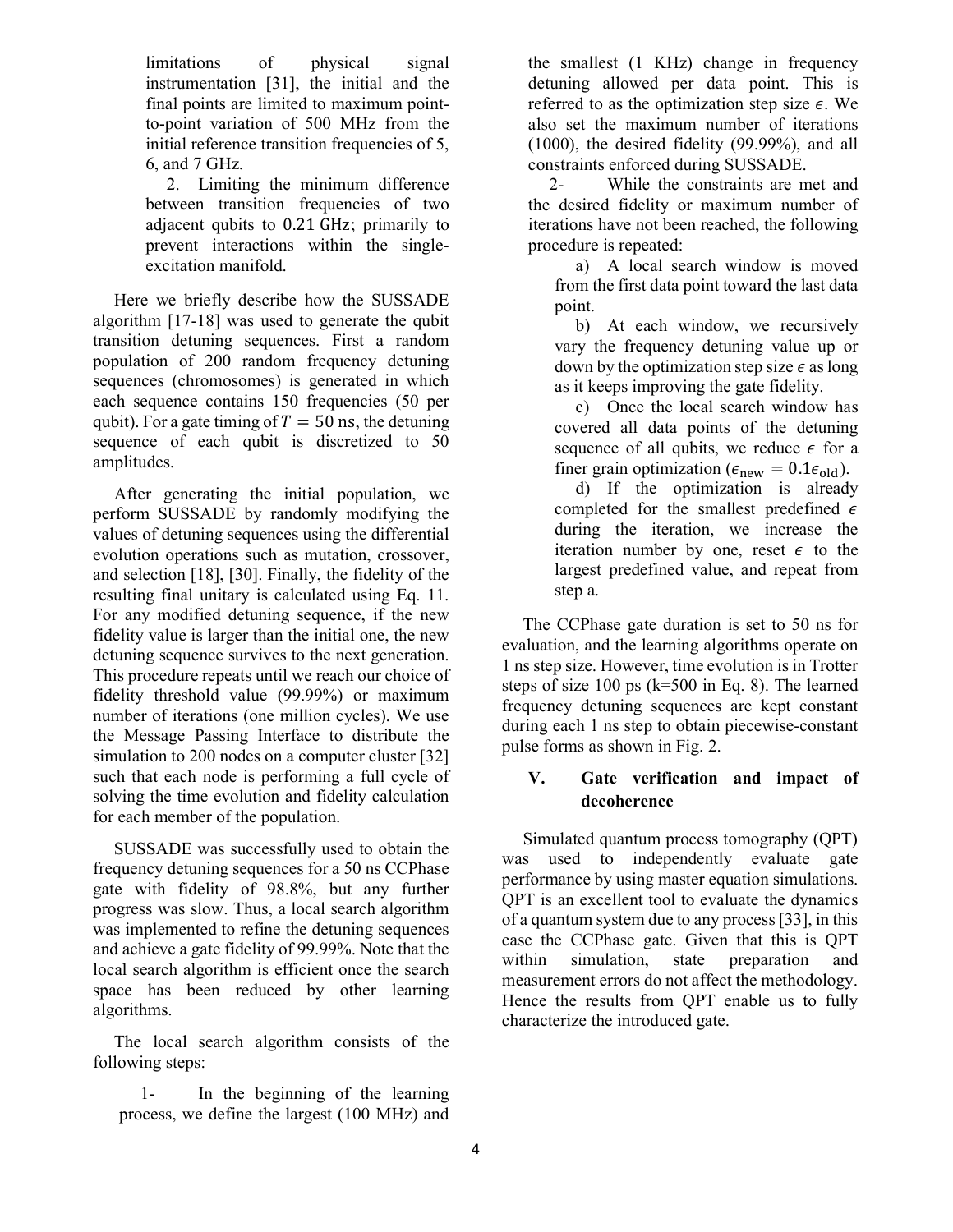limitations of physical signal instrumentation [31], the initial and the final points are limited to maximum point-to-point variation of 500 MHz from the initial reference transition frequencies of 5, 6, and 7 GHz.

2. Limiting the minimum difference between transition frequencies of two adjacent qubits to 0.21 GHz; primarily to prevent interactions within the single-excitation manifold.

Here we briefly describe how the SUSSADE algorithm [17-18] was used to generate the qubit transition detuning sequences. First a random population of 200 random frequency detuning sequences (chromosomes) is generated in which each sequence contains 150 frequencies (50 per qubit). For a gate timing of $T = 50$ ns, the detuning sequence of each qubit is discretized to 50 amplitudes.

After generating the initial population, we perform SUSSADE by randomly modifying the values of detuning sequences using the differential evolution operations such as mutation, crossover, and selection [18], [30]. Finally, the fidelity of the resulting final unitary is calculated using Eq. 11. For any modified detuning sequence, if the new fidelity value is larger than the initial one, the new detuning sequence survives to the next generation. This procedure repeats until we reach our choice of fidelity threshold value (99.99%) or maximum number of iterations (one million cycles). We use the Message Passing Interface to distribute the simulation to 200 nodes on a computer cluster [32] such that each node is performing a full cycle of solving the time evolution and fidelity calculation for each member of the population.

SUSSADE was successfully used to obtain the frequency detuning sequences for a 50 ns CCPhase gate with fidelity of 98.8%, but any further progress was slow. Thus, a local search algorithm was implemented to refine the detuning sequences and achieve a gate fidelity of 99.99%. Note that the local search algorithm is efficient once the search space has been reduced by other learning algorithms.

The local search algorithm consists of the following steps:

1- In the beginning of the learning process, we define the largest (100 MHz) and the smallest (1 KHz) change in frequency detuning allowed per data point. This is referred to as the optimization step size $\epsilon$. We also set the maximum number of iterations (1000), the desired fidelity (99.99%), and all constraints enforced during SUSSADE.

2- While the constraints are met and the desired fidelity or maximum number of iterations have not been reached, the following procedure is repeated:

a) A local search window is moved from the first data point toward the last data point.

b) At each window, we recursively vary the frequency detuning value up or down by the optimization step size $\epsilon$ as long as it keeps improving the gate fidelity.

c) Once the local search window has covered all data points of the detuning sequence of all qubits, we reduce $\epsilon$ for a finer grain optimization ($\epsilon_{\text{new}} = 0.1\epsilon_{\text{old}}$).

d) If the optimization is already completed for the smallest predefined $\epsilon$ during the iteration, we increase the iteration number by one, reset $\epsilon$ to the largest predefined value, and repeat from step a.

The CCPhase gate duration is set to 50 ns for evaluation, and the learning algorithms operate on 1 ns step size. However, time evolution is in Trotter steps of size 100 ps (k=500 in Eq. 8). The learned frequency detuning sequences are kept constant during each 1 ns step to obtain piecewise-constant pulse forms as shown in Fig. 2.

## V. Gate verification and impact of decoherence

Simulated quantum process tomography (QPT) was used to independently evaluate gate performance by using master equation simulations. QPT is an excellent tool to evaluate the dynamics of a quantum system due to any process [33], in this case the CCPhase gate. Given that this is QPT within simulation, state preparation and measurement errors do not affect the methodology. Hence the results from QPT enable us to fully characterize the introduced gate.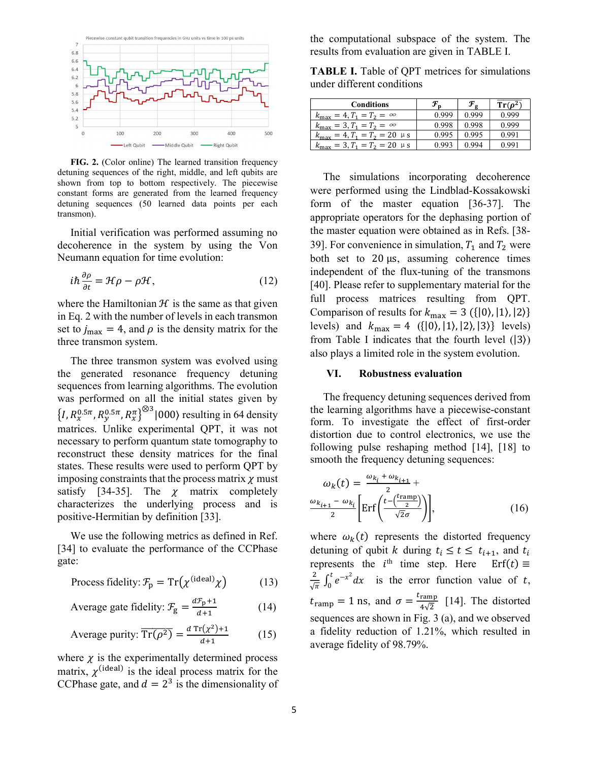Piecewise-constant qubit transition frequencies in GHz units vs time in 100 ps units

7
6.8
6.6
6.4
6.2
6
5.8
5.6
5.4
5.2
5

0 100 200 300 400 500

Left Qubit — Middle Qubit — Right Qubit

**FIG. 2.** (Color online) The learned transition frequency detuning sequences of the right, middle, and left qubits are shown from top to bottom respectively. The piecewise constant forms are generated from the learned frequency detuning sequences (50 learned data points per each transmon).

Initial verification was performed assuming no decoherence in the system by using the Von Neumann equation for time evolution:

$$i\hbar\frac{\partial\rho}{\partial t} = \mathcal{H}\rho - \rho\mathcal{H}, \tag{12}$$

where the Hamiltonian $\mathcal{H}$ is the same as that given in Eq. 2 with the number of levels in each transmon set to $j_{\max} = 4$, and $\rho$ is the density matrix for the three transmon system.

The three transmon system was evolved using the generated resonance frequency detuning sequences from learning algorithms. The evolution was performed on all the initial states given by $\{I, R_x^{0.5\pi}, R_y^{0.5\pi}, R_x^{\pi}\}^{\otimes 3}|000\rangle$ resulting in 64 density matrices. Unlike experimental QPT, it was not necessary to perform quantum state tomography to reconstruct these density matrices for the final states. These results were used to perform QPT by imposing constraints that the process matrix $\chi$ must satisfy [34-35]. The $\chi$ matrix completely characterizes the underlying process and is positive-Hermitian by definition [33].

We use the following metrics as defined in Ref. [34] to evaluate the performance of the CCPhase gate:

$$\text{Process fidelity: } \mathcal{F}_{\mathrm{p}} = \mathrm{Tr}\left(\chi^{(\mathrm{ideal})}\chi\right) \tag{13}$$

$$\text{Average gate fidelity: } \mathcal{F}_{\mathrm{g}} = \frac{d\mathcal{F}_{\mathrm{p}}+1}{d+1} \tag{14}$$

$$\text{Average purity: } \overline{\mathrm{Tr}(\rho^2)} = \frac{d\,\mathrm{Tr}(\chi^2)+1}{d+1} \tag{15}$$

where $\chi$ is the experimentally determined process matrix, $\chi^{(\mathrm{ideal})}$ is the ideal process matrix for the CCPhase gate, and $d = 2^3$ is the dimensionality of the computational subspace of the system. The results from evaluation are given in TABLE I.

**TABLE I.** Table of QPT metrices for simulations under different conditions

| Conditions | $\mathcal{F}_{\mathrm{p}}$ | $\mathcal{F}_{\mathrm{g}}$ | $\overline{\mathrm{Tr}(\rho^2)}$ |
|---|---|---|---|
| $k_{\max} = 4, T_1 = T_2 = \infty$ | 0.999 | 0.999 | 0.999 |
| $k_{\max} = 3, T_1 = T_2 = \infty$ | 0.998 | 0.998 | 0.999 |
| $k_{\max} = 4, T_1 = T_2 = 20\ \mu\text{s}$ | 0.995 | 0.995 | 0.991 |
| $k_{\max} = 3, T_1 = T_2 = 20\ \mu\text{s}$ | 0.993 | 0.994 | 0.991 |

The simulations incorporating decoherence were performed using the Lindblad-Kossakowski form of the master equation [36-37]. The appropriate operators for the dephasing portion of the master equation were obtained as in Refs. [38-39]. For convenience in simulation, $T_1$ and $T_2$ were both set to 20 μs, assuming coherence times independent of the flux-tuning of the transmons [40]. Please refer to supplementary material for the full process matrices resulting from QPT. Comparison of results for $k_{\max} = 3$ ($\{|0\rangle, |1\rangle, |2\rangle\}$ levels) and $k_{\max} = 4$ ($\{|0\rangle, |1\rangle, |2\rangle, |3\rangle\}$ levels) from Table I indicates that the fourth level ($|3\rangle$) also plays a limited role in the system evolution.

## VI. Robustness evaluation

The frequency detuning sequences derived from the learning algorithms have a piecewise-constant form. To investigate the effect of first-order distortion due to control electronics, we use the following pulse reshaping method [14], [18] to smooth the frequency detuning sequences:

$$\omega_k(t) = \frac{\omega_{k_i} + \omega_{k_{i+1}}}{2} + \frac{\omega_{k_{i+1}} - \omega_{k_i}}{2}\left[\mathrm{Erf}\left(\frac{t - \left(\frac{t_{\mathrm{ramp}}}{2}\right)}{\sqrt{2}\sigma}\right)\right], \tag{16}$$

where $\omega_k(t)$ represents the distorted frequency detuning of qubit $k$ during $t_i \leq t \leq t_{i+1}$, and $t_i$ represents the $i^{\text{th}}$ time step. Here $\mathrm{Erf}(t) \equiv \frac{2}{\sqrt{\pi}}\int_0^t e^{-x^2}dx$ is the error function value of $t$, $t_{\mathrm{ramp}} = 1$ ns, and $\sigma = \frac{t_{\mathrm{ramp}}}{4\sqrt{2}}$ [14]. The distorted sequences are shown in Fig. 3 (a), and we observed a fidelity reduction of 1.21%, which resulted in average fidelity of 98.79%.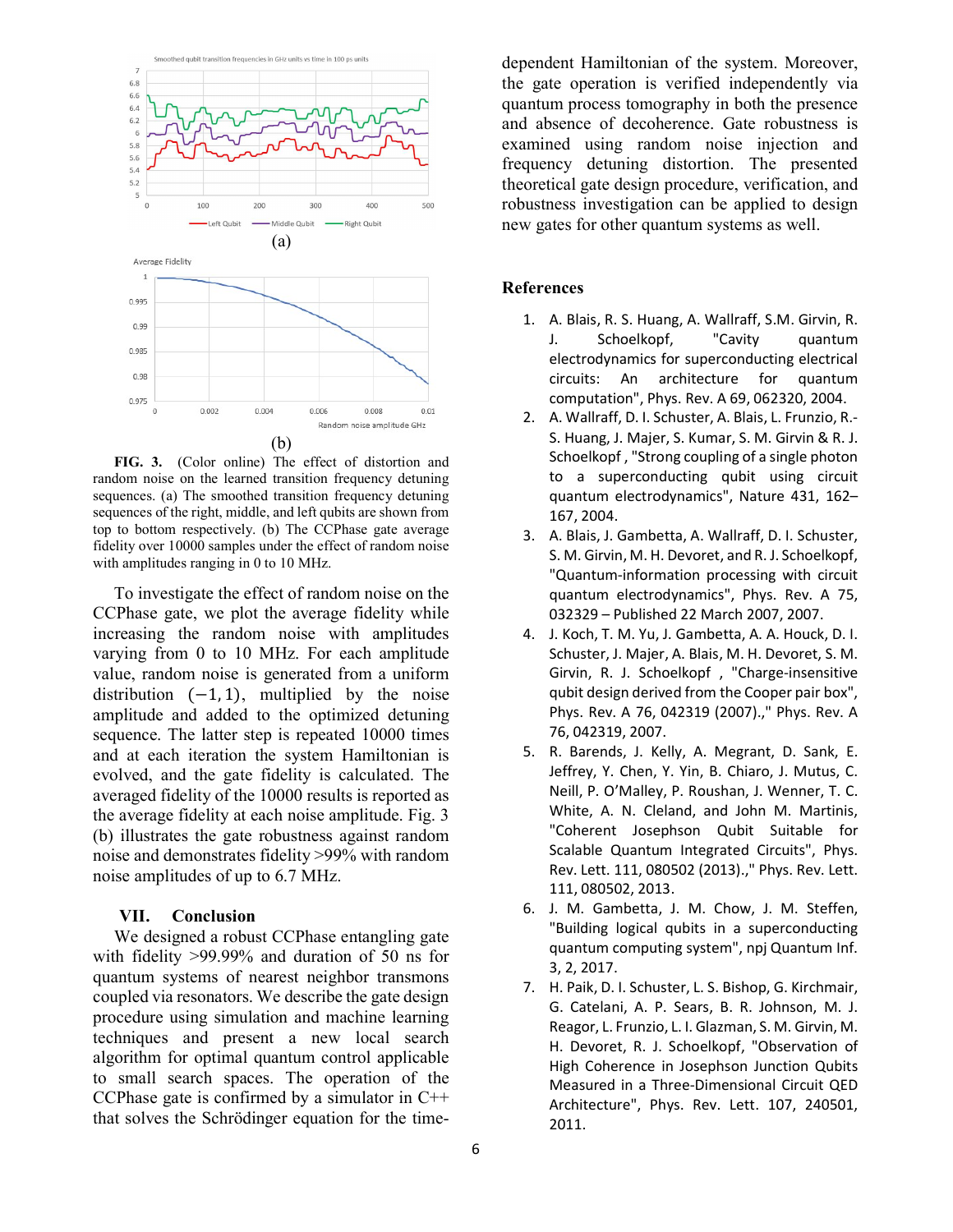Smoothed qubit transition frequencies in GHz units vs time in 100 ps units

7
6.8
6.6
6.4
6.2
6
5.8
5.6
5.4
5.2
5

0 100 200 300 400 500

Left Qubit — Middle Qubit — Right Qubit

(a)

Average Fidelity

1
0.995
0.99
0.985
0.98
0.975

0 0.002 0.004 0.006 0.008 0.01

Random noise amplitude GHz

(b)

**FIG. 3.** (Color online) The effect of distortion and random noise on the learned transition frequency detuning sequences. (a) The smoothed transition frequency detuning sequences of the right, middle, and left qubits are shown from top to bottom respectively. (b) The CCPhase gate average fidelity over 10000 samples under the effect of random noise with amplitudes ranging in 0 to 10 MHz.

To investigate the effect of random noise on the CCPhase gate, we plot the average fidelity while increasing the random noise with amplitudes varying from 0 to 10 MHz. For each amplitude value, random noise is generated from a uniform distribution $(-1, 1)$, multiplied by the noise amplitude and added to the optimized detuning sequence. The latter step is repeated 10000 times and at each iteration the system Hamiltonian is evolved, and the gate fidelity is calculated. The averaged fidelity of the 10000 results is reported as the average fidelity at each noise amplitude. Fig. 3 (b) illustrates the gate robustness against random noise and demonstrates fidelity >99% with random noise amplitudes of up to 6.7 MHz.

## VII. Conclusion

We designed a robust CCPhase entangling gate with fidelity >99.99% and duration of 50 ns for quantum systems of nearest neighbor transmons coupled via resonators. We describe the gate design procedure using simulation and machine learning techniques and present a new local search algorithm for optimal quantum control applicable to small search spaces. The operation of the CCPhase gate is confirmed by a simulator in C++ that solves the Schrödinger equation for the time-dependent Hamiltonian of the system. Moreover, the gate operation is verified independently via quantum process tomography in both the presence and absence of decoherence. Gate robustness is examined using random noise injection and frequency detuning distortion. The presented theoretical gate design procedure, verification, and robustness investigation can be applied to design new gates for other quantum systems as well.

## References

1. A. Blais, R. S. Huang, A. Wallraff, S.M. Girvin, R. J. Schoelkopf, "Cavity quantum electrodynamics for superconducting electrical circuits: An architecture for quantum computation", Phys. Rev. A 69, 062320, 2004.
2. A. Wallraff, D. I. Schuster, A. Blais, L. Frunzio, R.-S. Huang, J. Majer, S. Kumar, S. M. Girvin & R. J. Schoelkopf , "Strong coupling of a single photon to a superconducting qubit using circuit quantum electrodynamics", Nature 431, 162–167, 2004.
3. A. Blais, J. Gambetta, A. Wallraff, D. I. Schuster, S. M. Girvin, M. H. Devoret, and R. J. Schoelkopf, "Quantum-information processing with circuit quantum electrodynamics", Phys. Rev. A 75, 032329 – Published 22 March 2007, 2007.
4. J. Koch, T. M. Yu, J. Gambetta, A. A. Houck, D. I. Schuster, J. Majer, A. Blais, M. H. Devoret, S. M. Girvin, R. J. Schoelkopf , "Charge-insensitive qubit design derived from the Cooper pair box", Phys. Rev. A 76, 042319 (2007).," Phys. Rev. A 76, 042319, 2007.
5. R. Barends, J. Kelly, A. Megrant, D. Sank, E. Jeffrey, Y. Chen, Y. Yin, B. Chiaro, J. Mutus, C. Neill, P. O'Malley, P. Roushan, J. Wenner, T. C. White, A. N. Cleland, and John M. Martinis, "Coherent Josephson Qubit Suitable for Scalable Quantum Integrated Circuits", Phys. Rev. Lett. 111, 080502 (2013).," Phys. Rev. Lett. 111, 080502, 2013.
6. J. M. Gambetta, J. M. Chow, J. M. Steffen, "Building logical qubits in a superconducting quantum computing system", npj Quantum Inf. 3, 2, 2017.
7. H. Paik, D. I. Schuster, L. S. Bishop, G. Kirchmair, G. Catelani, A. P. Sears, B. R. Johnson, M. J. Reagor, L. Frunzio, L. I. Glazman, S. M. Girvin, M. H. Devoret, R. J. Schoelkopf, "Observation of High Coherence in Josephson Junction Qubits Measured in a Three-Dimensional Circuit QED Architecture", Phys. Rev. Lett. 107, 240501, 2011.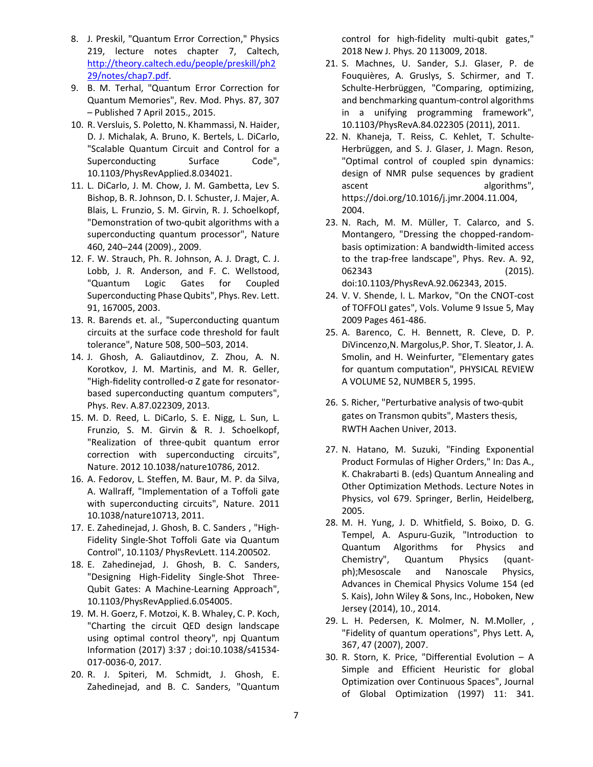8. J. Preskil, "Quantum Error Correction," Physics 219, lecture notes chapter 7, Caltech, http://theory.caltech.edu/people/preskill/ph229/notes/chap7.pdf.
9. B. M. Terhal, "Quantum Error Correction for Quantum Memories", Rev. Mod. Phys. 87, 307 – Published 7 April 2015., 2015.
10. R. Versluis, S. Poletto, N. Khammassi, N. Haider, D. J. Michalak, A. Bruno, K. Bertels, L. DiCarlo, "Scalable Quantum Circuit and Control for a Superconducting Surface Code", 10.1103/PhysRevApplied.8.034021.
11. L. DiCarlo, J. M. Chow, J. M. Gambetta, Lev S. Bishop, B. R. Johnson, D. I. Schuster, J. Majer, A. Blais, L. Frunzio, S. M. Girvin, R. J. Schoelkopf, "Demonstration of two-qubit algorithms with a superconducting quantum processor", Nature 460, 240–244 (2009)., 2009.
12. F. W. Strauch, Ph. R. Johnson, A. J. Dragt, C. J. Lobb, J. R. Anderson, and F. C. Wellstood, "Quantum Logic Gates for Coupled Superconducting Phase Qubits", Phys. Rev. Lett. 91, 167005, 2003.
13. R. Barends et. al., "Superconducting quantum circuits at the surface code threshold for fault tolerance", Nature 508, 500–503, 2014.
14. J. Ghosh, A. Galiautdinov, Z. Zhou, A. N. Korotkov, J. M. Martinis, and M. R. Geller, "High-fidelity controlled-σ Z gate for resonator-based superconducting quantum computers", Phys. Rev. A.87.022309, 2013.
15. M. D. Reed, L. DiCarlo, S. E. Nigg, L. Sun, L. Frunzio, S. M. Girvin & R. J. Schoelkopf, "Realization of three-qubit quantum error correction with superconducting circuits", Nature. 2012 10.1038/nature10786, 2012.
16. A. Fedorov, L. Steffen, M. Baur, M. P. da Silva, A. Wallraff, "Implementation of a Toffoli gate with superconducting circuits", Nature. 2011 10.1038/nature10713, 2011.
17. E. Zahedinejad, J. Ghosh, B. C. Sanders , "High-Fidelity Single-Shot Toffoli Gate via Quantum Control", 10.1103/ PhysRevLett. 114.200502.
18. E. Zahedinejad, J. Ghosh, B. C. Sanders, "Designing High-Fidelity Single-Shot Three-Qubit Gates: A Machine-Learning Approach", 10.1103/PhysRevApplied.6.054005.
19. M. H. Goerz, F. Motzoi, K. B. Whaley, C. P. Koch, "Charting the circuit QED design landscape using optimal control theory", npj Quantum Information (2017) 3:37 ; doi:10.1038/s41534-017-0036-0, 2017.
20. R. J. Spiteri, M. Schmidt, J. Ghosh, E. Zahedinejad, and B. C. Sanders, "Quantum control for high-fidelity multi-qubit gates," 2018 New J. Phys. 20 113009, 2018.
21. S. Machnes, U. Sander, S.J. Glaser, P. de Fouquières, A. Gruslys, S. Schirmer, and T. Schulte-Herbrüggen, "Comparing, optimizing, and benchmarking quantum-control algorithms in a unifying programming framework", 10.1103/PhysRevA.84.022305 (2011), 2011.
22. N. Khaneja, T. Reiss, C. Kehlet, T. Schulte-Herbrüggen, and S. J. Glaser, J. Magn. Reson, "Optimal control of coupled spin dynamics: design of NMR pulse sequences by gradient ascent algorithms", https://doi.org/10.1016/j.jmr.2004.11.004, 2004.
23. N. Rach, M. M. Müller, T. Calarco, and S. Montangero, "Dressing the chopped-random-basis optimization: A bandwidth-limited access to the trap-free landscape", Phys. Rev. A. 92, 062343 (2015). doi:10.1103/PhysRevA.92.062343, 2015.
24. V. V. Shende, I. L. Markov, "On the CNOT-cost of TOFFOLI gates", Vols. Volume 9 Issue 5, May 2009 Pages 461-486.
25. A. Barenco, C. H. Bennett, R. Cleve, D. P. DiVincenzo,N. Margolus,P. Shor, T. Sleator, J. A. Smolin, and H. Weinfurter, "Elementary gates for quantum computation", PHYSICAL REVIEW A VOLUME 52, NUMBER 5, 1995.
26. S. Richer, "Perturbative analysis of two-qubit gates on Transmon qubits", Masters thesis, RWTH Aachen Univer, 2013.
27. N. Hatano, M. Suzuki, "Finding Exponential Product Formulas of Higher Orders," In: Das A., K. Chakrabarti B. (eds) Quantum Annealing and Other Optimization Methods. Lecture Notes in Physics, vol 679. Springer, Berlin, Heidelberg, 2005.
28. M. H. Yung, J. D. Whitfield, S. Boixo, D. G. Tempel, A. Aspuru-Guzik, "Introduction to Quantum Algorithms for Physics and Chemistry", Quantum Physics (quant-ph);Mesoscale and Nanoscale Physics, Advances in Chemical Physics Volume 154 (ed S. Kais), John Wiley & Sons, Inc., Hoboken, New Jersey (2014), 10., 2014.
29. L. H. Pedersen, K. Molmer, N. M.Moller, , "Fidelity of quantum operations", Phys Lett. A, 367, 47 (2007), 2007.
30. R. Storn, K. Price, "Differential Evolution – A Simple and Efficient Heuristic for global Optimization over Continuous Spaces", Journal of Global Optimization (1997) 11: 341.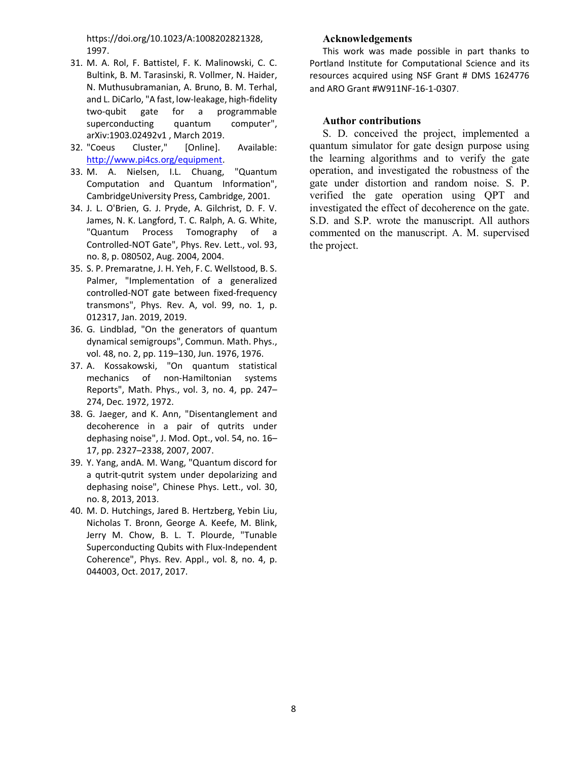https://doi.org/10.1023/A:1008202821328, 1997.

31. M. A. Rol, F. Battistel, F. K. Malinowski, C. C. Bultink, B. M. Tarasinski, R. Vollmer, N. Haider, N. Muthusubramanian, A. Bruno, B. M. Terhal, and L. DiCarlo, "A fast, low-leakage, high-fidelity two-qubit gate for a programmable superconducting quantum computer", arXiv:1903.02492v1 , March 2019.
32. "Coeus Cluster," [Online]. Available: http://www.pi4cs.org/equipment.
33. M. A. Nielsen, I.L. Chuang, "Quantum Computation and Quantum Information", CambridgeUniversity Press, Cambridge, 2001.
34. J. L. O'Brien, G. J. Pryde, A. Gilchrist, D. F. V. James, N. K. Langford, T. C. Ralph, A. G. White, "Quantum Process Tomography of a Controlled-NOT Gate", Phys. Rev. Lett., vol. 93, no. 8, p. 080502, Aug. 2004, 2004.
35. S. P. Premaratne, J. H. Yeh, F. C. Wellstood, B. S. Palmer, "Implementation of a generalized controlled-NOT gate between fixed-frequency transmons", Phys. Rev. A, vol. 99, no. 1, p. 012317, Jan. 2019, 2019.
36. G. Lindblad, "On the generators of quantum dynamical semigroups", Commun. Math. Phys., vol. 48, no. 2, pp. 119–130, Jun. 1976, 1976.
37. A. Kossakowski, "On quantum statistical mechanics of non-Hamiltonian systems Reports", Math. Phys., vol. 3, no. 4, pp. 247–274, Dec. 1972, 1972.
38. G. Jaeger, and K. Ann, "Disentanglement and decoherence in a pair of qutrits under dephasing noise", J. Mod. Opt., vol. 54, no. 16–17, pp. 2327–2338, 2007, 2007.
39. Y. Yang, andA. M. Wang, "Quantum discord for a qutrit-qutrit system under depolarizing and dephasing noise", Chinese Phys. Lett., vol. 30, no. 8, 2013, 2013.
40. M. D. Hutchings, Jared B. Hertzberg, Yebin Liu, Nicholas T. Bronn, George A. Keefe, M. Blink, Jerry M. Chow, B. L. T. Plourde, "Tunable Superconducting Qubits with Flux-Independent Coherence", Phys. Rev. Appl., vol. 8, no. 4, p. 044003, Oct. 2017, 2017.

## Acknowledgements

This work was made possible in part thanks to Portland Institute for Computational Science and its resources acquired using NSF Grant # DMS 1624776 and ARO Grant #W911NF-16-1-0307.

## Author contributions

S. D. conceived the project, implemented a quantum simulator for gate design purpose using the learning algorithms and to verify the gate operation, and investigated the robustness of the gate under distortion and random noise. S. P. verified the gate operation using QPT and investigated the effect of decoherence on the gate. S.D. and S.P. wrote the manuscript. All authors commented on the manuscript. A. M. supervised the project.